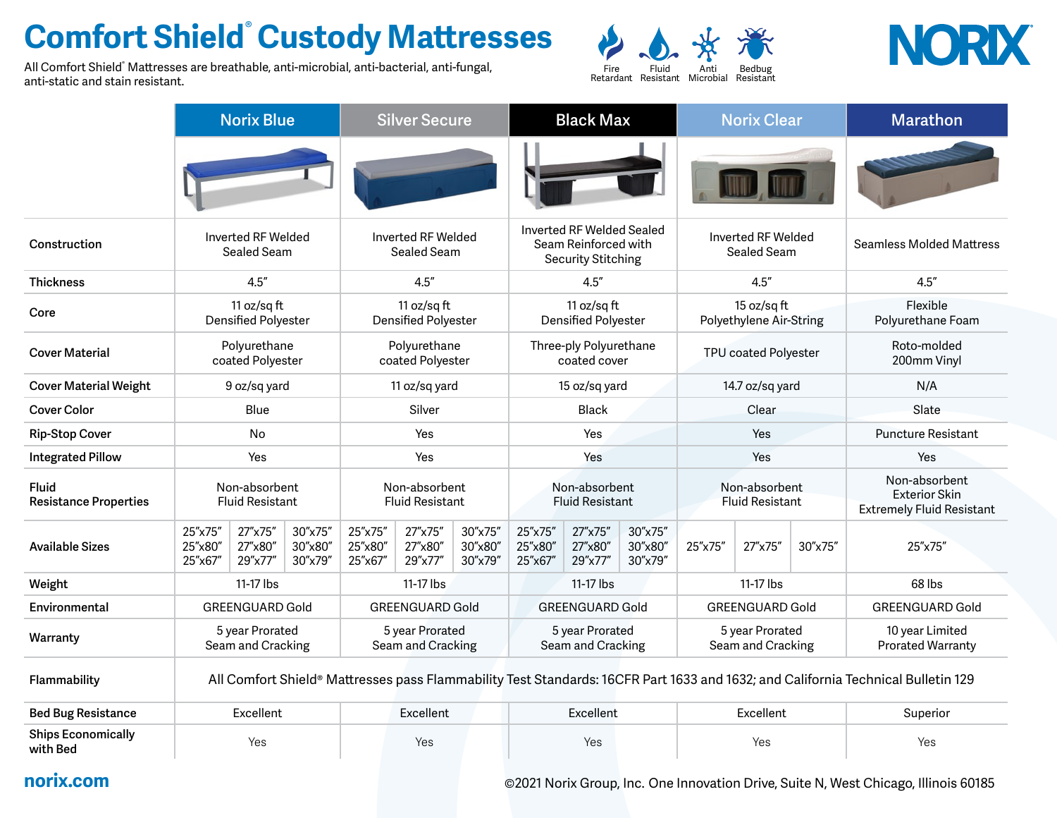# Comfort Shield® Custody Mattresses

All Comfort Shield® Mattresses are breathable, anti-microbial, anti-bacterial, anti-fungal, anti-static and stain resistant.

Fire Retardant | Fluid Resistant | Anti Microbial | Bedbug Resistant

NORIX

| | Norix Blue | Silver Secure | Black Max | Norix Clear | Marathon |
|---|---|---|---|---|---|
| **Construction** | Inverted RF Welded Sealed Seam | Inverted RF Welded Sealed Seam | Inverted RF Welded Sealed Seam Reinforced with Security Stitching | Inverted RF Welded Sealed Seam | Seamless Molded Mattress |
| **Thickness** | 4.5″ | 4.5″ | 4.5″ | 4.5″ | 4.5″ |
| **Core** | 11 oz/sq ft Densified Polyester | 11 oz/sq ft Densified Polyester | 11 oz/sq ft Densified Polyester | 15 oz/sq ft Polyethylene Air-String | Flexible Polyurethane Foam |
| **Cover Material** | Polyurethane coated Polyester | Polyurethane coated Polyester | Three-ply Polyurethane coated cover | TPU coated Polyester | Roto-molded 200mm Vinyl |
| **Cover Material Weight** | 9 oz/sq yard | 11 oz/sq yard | 15 oz/sq yard | 14.7 oz/sq yard | N/A |
| **Cover Color** | Blue | Silver | Black | Clear | Slate |
| **Rip-Stop Cover** | No | Yes | Yes | Yes | Puncture Resistant |
| **Integrated Pillow** | Yes | Yes | Yes | Yes | Yes |
| **Fluid Resistance Properties** | Non-absorbent Fluid Resistant | Non-absorbent Fluid Resistant | Non-absorbent Fluid Resistant | Non-absorbent Fluid Resistant | Non-absorbent Exterior Skin Extremely Fluid Resistant |
| **Available Sizes** | 25″x75″, 25″x80″, 25″x67″, 27″x75″, 27″x80″, 29″x77″, 30″x75″, 30″x80″, 30″x79″ | 25″x75″, 25″x80″, 25″x67″, 27″x75″, 27″x80″, 29″x77″, 30″x75″, 30″x80″, 30″x79″ | 25″x75″, 25″x80″, 25″x67″, 27″x75″, 27″x80″, 29″x77″, 30″x75″, 30″x80″, 30″x79″ | 25″x75″, 27″x75″, 30″x75″ | 25″x75″ |
| **Weight** | 11-17 lbs | 11-17 lbs | 11-17 lbs | 11-17 lbs | 68 lbs |
| **Environmental** | GREENGUARD Gold | GREENGUARD Gold | GREENGUARD Gold | GREENGUARD Gold | GREENGUARD Gold |
| **Warranty** | 5 year Prorated Seam and Cracking | 5 year Prorated Seam and Cracking | 5 year Prorated Seam and Cracking | 5 year Prorated Seam and Cracking | 10 year Limited Prorated Warranty |
| **Flammability** | All Comfort Shield® Mattresses pass Flammability Test Standards: 16CFR Part 1633 and 1632; and California Technical Bulletin 129 | | | | |
| **Bed Bug Resistance** | Excellent | Excellent | Excellent | Excellent | Superior |
| **Ships Economically with Bed** | Yes | Yes | Yes | Yes | Yes |

norix.com

©2021 Norix Group, Inc. One Innovation Drive, Suite N, West Chicago, Illinois 60185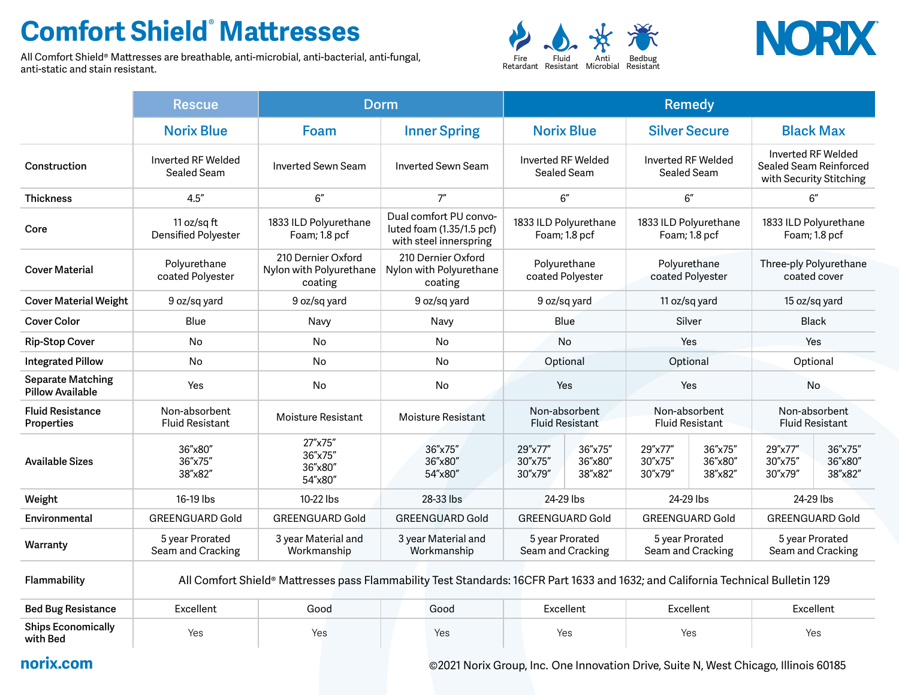# Comfort Shield® Mattresses

All Comfort Shield® Mattresses are breathable, anti-microbial, anti-bacterial, anti-fungal, anti-static and stain resistant.

Fire Retardant | Fluid Resistant | Anti Microbial | Bedbug Resistant

NORIX

| | Rescue | Dorm | | Remedy | | |
|---|---|---|---|---|---|---|
| | Norix Blue | Foam | Inner Spring | Norix Blue | Silver Secure | Black Max |
| Construction | Inverted RF Welded Sealed Seam | Inverted Sewn Seam | Inverted Sewn Seam | Inverted RF Welded Sealed Seam | Inverted RF Welded Sealed Seam | Inverted RF Welded Sealed Seam Reinforced with Security Stitching |
| Thickness | 4.5" | 6" | 7" | 6" | 6" | 6" |
| Core | 11 oz/sq ft Densified Polyester | 1833 ILD Polyurethane Foam; 1.8 pcf | Dual comfort PU convo-luted foam (1.35/1.5 pcf) with steel innerspring | 1833 ILD Polyurethane Foam; 1.8 pcf | 1833 ILD Polyurethane Foam; 1.8 pcf | 1833 ILD Polyurethane Foam; 1.8 pcf |
| Cover Material | Polyurethane coated Polyester | 210 Dernier Oxford Nylon with Polyurethane coating | 210 Dernier Oxford Nylon with Polyurethane coating | Polyurethane coated Polyester | Polyurethane coated Polyester | Three-ply Polyurethane coated cover |
| Cover Material Weight | 9 oz/sq yard | 9 oz/sq yard | 9 oz/sq yard | 9 oz/sq yard | 11 oz/sq yard | 15 oz/sq yard |
| Cover Color | Blue | Navy | Navy | Blue | Silver | Black |
| Rip-Stop Cover | No | No | No | No | Yes | Yes |
| Integrated Pillow | No | No | No | Optional | Optional | Optional |
| Separate Matching Pillow Available | Yes | No | No | Yes | Yes | No |
| Fluid Resistance Properties | Non-absorbent Fluid Resistant | Moisture Resistant | Moisture Resistant | Non-absorbent Fluid Resistant | Non-absorbent Fluid Resistant | Non-absorbent Fluid Resistant |
| Available Sizes | 36"x80" 36"x75" 38"x82" | 27"x75" 36"x75" 36"x80" 54"x80" | 36"x75" 36"x80" 54"x80" | 29"x77" 30"x75" 30"x79" 36"x75" 36"x80" 38"x82" | 29"x77" 30"x75" 30"x79" 36"x75" 36"x80" 38"x82" | 29"x77" 30"x75" 30"x79" 36"x75" 36"x80" 38"x82" |
| Weight | 16-19 lbs | 10-22 lbs | 28-33 lbs | 24-29 lbs | 24-29 lbs | 24-29 lbs |
| Environmental | GREENGUARD Gold | GREENGUARD Gold | GREENGUARD Gold | GREENGUARD Gold | GREENGUARD Gold | GREENGUARD Gold |
| Warranty | 5 year Prorated Seam and Cracking | 3 year Material and Workmanship | 3 year Material and Workmanship | 5 year Prorated Seam and Cracking | 5 year Prorated Seam and Cracking | 5 year Prorated Seam and Cracking |
| Flammability | All Comfort Shield® Mattresses pass Flammability Test Standards: 16CFR Part 1633 and 1632; and California Technical Bulletin 129 | | | | | |
| Bed Bug Resistance | Excellent | Good | Good | Excellent | Excellent | Excellent |
| Ships Economically with Bed | Yes | Yes | Yes | Yes | Yes | Yes |

norix.com

©2021 Norix Group, Inc. One Innovation Drive, Suite N, West Chicago, Illinois 60185